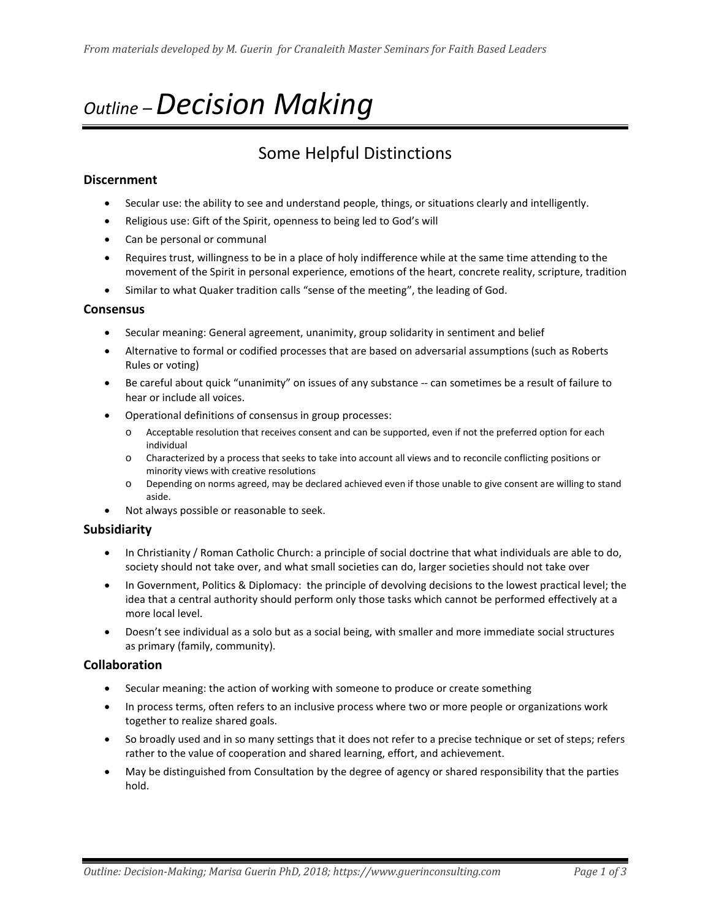# *Outline – Decision Making*

## Some Helpful Distinctions

### Discernment

- Secular use: the ability to see and understand people, things, or situations clearly and intelligently.
- Religious use: Gift of the Spirit, openness to being led to God's will
- Can be personal or communal
- Requires trust, willingness to be in a place of holy indifference while at the same time attending to the movement of the Spirit in personal experience, emotions of the heart, concrete reality, scripture, tradition
- Similar to what Quaker tradition calls "sense of the meeting", the leading of God.

### Consensus

- Secular meaning: General agreement, unanimity, group solidarity in sentiment and belief
- Alternative to formal or codified processes that are based on adversarial assumptions (such as Roberts Rules or voting)
- Be careful about quick "unanimity" on issues of any substance -- can sometimes be a result of failure to hear or include all voices.
- Operational definitions of consensus in group processes:
  - Acceptable resolution that receives consent and can be supported, even if not the preferred option for each individual
  - Characterized by a process that seeks to take into account all views and to reconcile conflicting positions or minority views with creative resolutions
  - Depending on norms agreed, may be declared achieved even if those unable to give consent are willing to stand aside.
- Not always possible or reasonable to seek.

### Subsidiarity

- In Christianity / Roman Catholic Church: a principle of social doctrine that what individuals are able to do, society should not take over, and what small societies can do, larger societies should not take over
- In Government, Politics & Diplomacy: the principle of devolving decisions to the lowest practical level; the idea that a central authority should perform only those tasks which cannot be performed effectively at a more local level.
- Doesn't see individual as a solo but as a social being, with smaller and more immediate social structures as primary (family, community).

### Collaboration

- Secular meaning: the action of working with someone to produce or create something
- In process terms, often refers to an inclusive process where two or more people or organizations work together to realize shared goals.
- So broadly used and in so many settings that it does not refer to a precise technique or set of steps; refers rather to the value of cooperation and shared learning, effort, and achievement.
- May be distinguished from Consultation by the degree of agency or shared responsibility that the parties hold.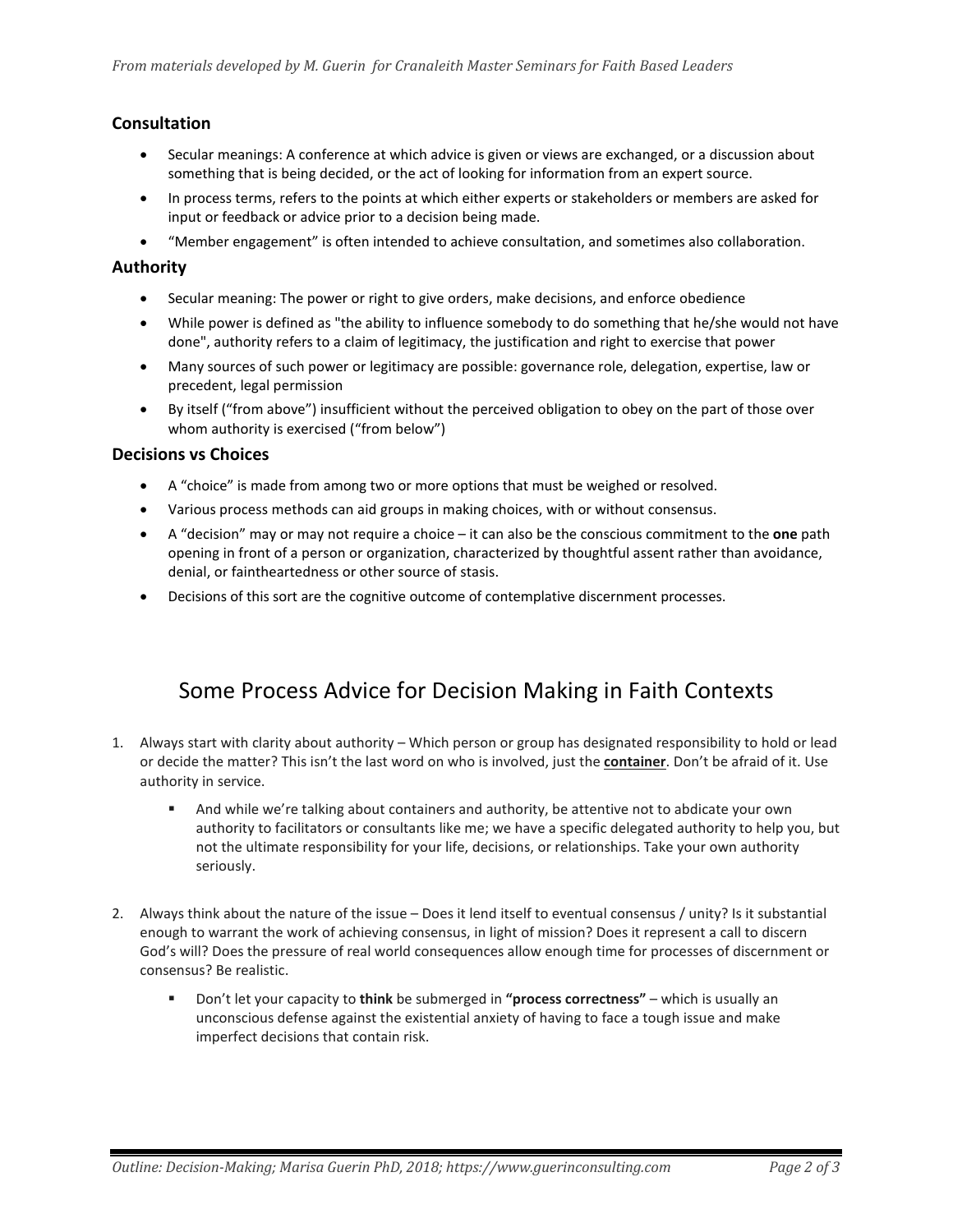### Consultation

- Secular meanings: A conference at which advice is given or views are exchanged, or a discussion about something that is being decided, or the act of looking for information from an expert source.
- In process terms, refers to the points at which either experts or stakeholders or members are asked for input or feedback or advice prior to a decision being made.
- "Member engagement" is often intended to achieve consultation, and sometimes also collaboration.

### Authority

- Secular meaning: The power or right to give orders, make decisions, and enforce obedience
- While power is defined as "the ability to influence somebody to do something that he/she would not have done", authority refers to a claim of legitimacy, the justification and right to exercise that power
- Many sources of such power or legitimacy are possible: governance role, delegation, expertise, law or precedent, legal permission
- By itself ("from above") insufficient without the perceived obligation to obey on the part of those over whom authority is exercised ("from below")

### Decisions vs Choices

- A "choice" is made from among two or more options that must be weighed or resolved.
- Various process methods can aid groups in making choices, with or without consensus.
- A "decision" may or may not require a choice – it can also be the conscious commitment to the **one** path opening in front of a person or organization, characterized by thoughtful assent rather than avoidance, denial, or faintheartedness or other source of stasis.
- Decisions of this sort are the cognitive outcome of contemplative discernment processes.

## Some Process Advice for Decision Making in Faith Contexts

1. Always start with clarity about authority – Which person or group has designated responsibility to hold or lead or decide the matter? This isn't the last word on who is involved, just the **<u>container</u>**. Don't be afraid of it. Use authority in service.

    - And while we're talking about containers and authority, be attentive not to abdicate your own authority to facilitators or consultants like me; we have a specific delegated authority to help you, but not the ultimate responsibility for your life, decisions, or relationships. Take your own authority seriously.

2. Always think about the nature of the issue – Does it lend itself to eventual consensus / unity? Is it substantial enough to warrant the work of achieving consensus, in light of mission? Does it represent a call to discern God's will? Does the pressure of real world consequences allow enough time for processes of discernment or consensus? Be realistic.

    - Don't let your capacity to **think** be submerged in **"process correctness"** – which is usually an unconscious defense against the existential anxiety of having to face a tough issue and make imperfect decisions that contain risk.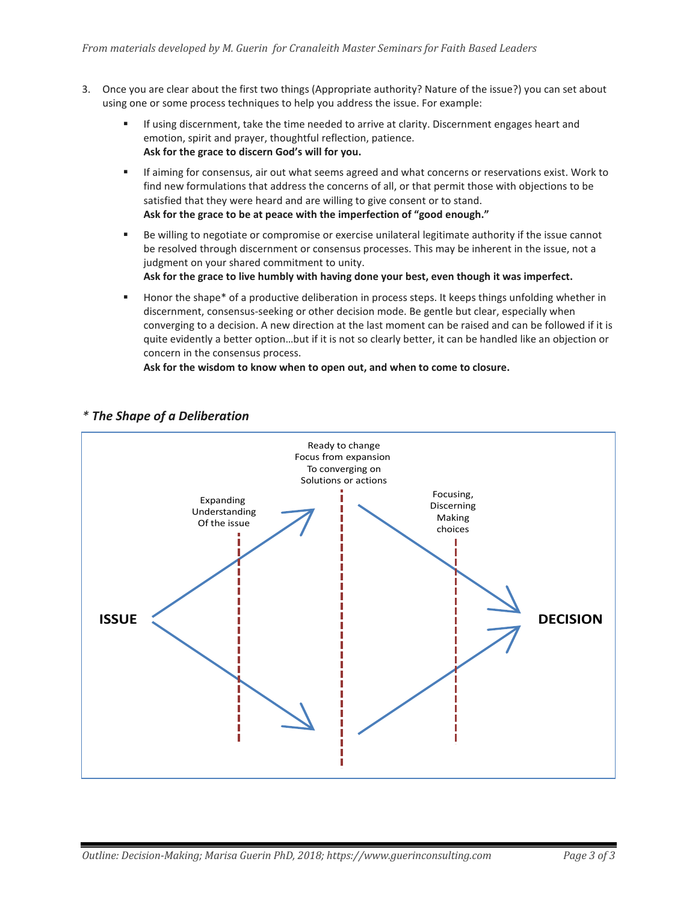3. Once you are clear about the first two things (Appropriate authority? Nature of the issue?) you can set about using one or some process techniques to help you address the issue. For example:

   - If using discernment, take the time needed to arrive at clarity. Discernment engages heart and emotion, spirit and prayer, thoughtful reflection, patience.
     **Ask for the grace to discern God's will for you.**
   - If aiming for consensus, air out what seems agreed and what concerns or reservations exist. Work to find new formulations that address the concerns of all, or that permit those with objections to be satisfied that they were heard and are willing to give consent or to stand.
     **Ask for the grace to be at peace with the imperfection of "good enough."**
   - Be willing to negotiate or compromise or exercise unilateral legitimate authority if the issue cannot be resolved through discernment or consensus processes. This may be inherent in the issue, not a judgment on your shared commitment to unity.
     **Ask for the grace to live humbly with having done your best, even though it was imperfect.**
   - Honor the shape* of a productive deliberation in process steps. It keeps things unfolding whether in discernment, consensus-seeking or other decision mode. Be gentle but clear, especially when converging to a decision. A new direction at the last moment can be raised and can be followed if it is quite evidently a better option…but if it is not so clearly better, it can be handled like an objection or concern in the consensus process.
     **Ask for the wisdom to know when to open out, and when to come to closure.**

***\* The Shape of a Deliberation***

ISSUE

Expanding Understanding Of the issue

Ready to change Focus from expansion To converging on Solutions or actions

Focusing, Discerning Making choices

DECISION